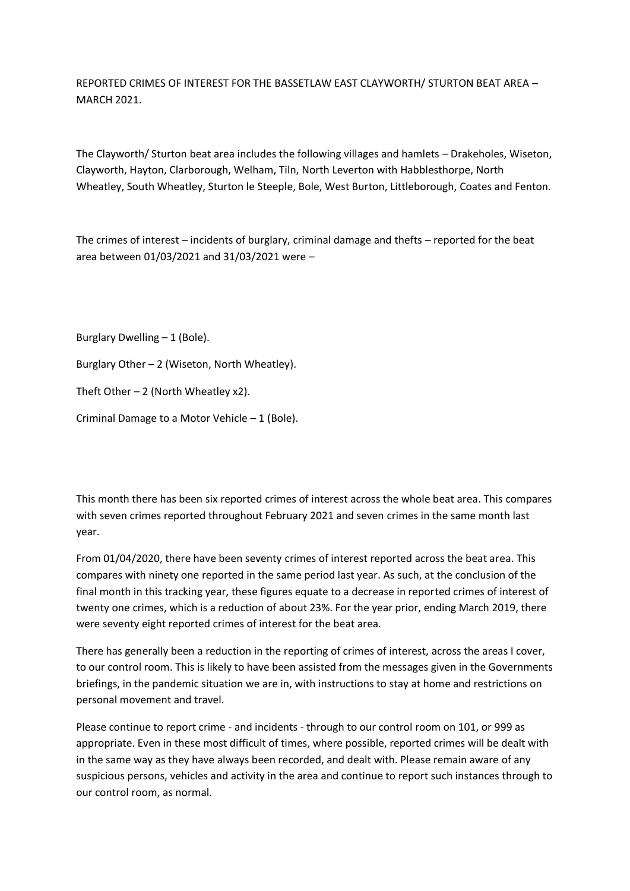REPORTED CRIMES OF INTEREST FOR THE BASSETLAW EAST CLAYWORTH/ STURTON BEAT AREA – MARCH 2021.

The Clayworth/ Sturton beat area includes the following villages and hamlets – Drakeholes, Wiseton, Clayworth, Hayton, Clarborough, Welham, Tiln, North Leverton with Habblesthorpe, North Wheatley, South Wheatley, Sturton le Steeple, Bole, West Burton, Littleborough, Coates and Fenton.

The crimes of interest – incidents of burglary, criminal damage and thefts – reported for the beat area between 01/03/2021 and 31/03/2021 were –

Burglary Dwelling – 1 (Bole).

Burglary Other – 2 (Wiseton, North Wheatley).

Theft Other – 2 (North Wheatley x2).

Criminal Damage to a Motor Vehicle – 1 (Bole).

This month there has been six reported crimes of interest across the whole beat area. This compares with seven crimes reported throughout February 2021 and seven crimes in the same month last year.

From 01/04/2020, there have been seventy crimes of interest reported across the beat area. This compares with ninety one reported in the same period last year. As such, at the conclusion of the final month in this tracking year, these figures equate to a decrease in reported crimes of interest of twenty one crimes, which is a reduction of about 23%. For the year prior, ending March 2019, there were seventy eight reported crimes of interest for the beat area.

There has generally been a reduction in the reporting of crimes of interest, across the areas I cover, to our control room. This is likely to have been assisted from the messages given in the Governments briefings, in the pandemic situation we are in, with instructions to stay at home and restrictions on personal movement and travel.

Please continue to report crime - and incidents - through to our control room on 101, or 999 as appropriate. Even in these most difficult of times, where possible, reported crimes will be dealt with in the same way as they have always been recorded, and dealt with. Please remain aware of any suspicious persons, vehicles and activity in the area and continue to report such instances through to our control room, as normal.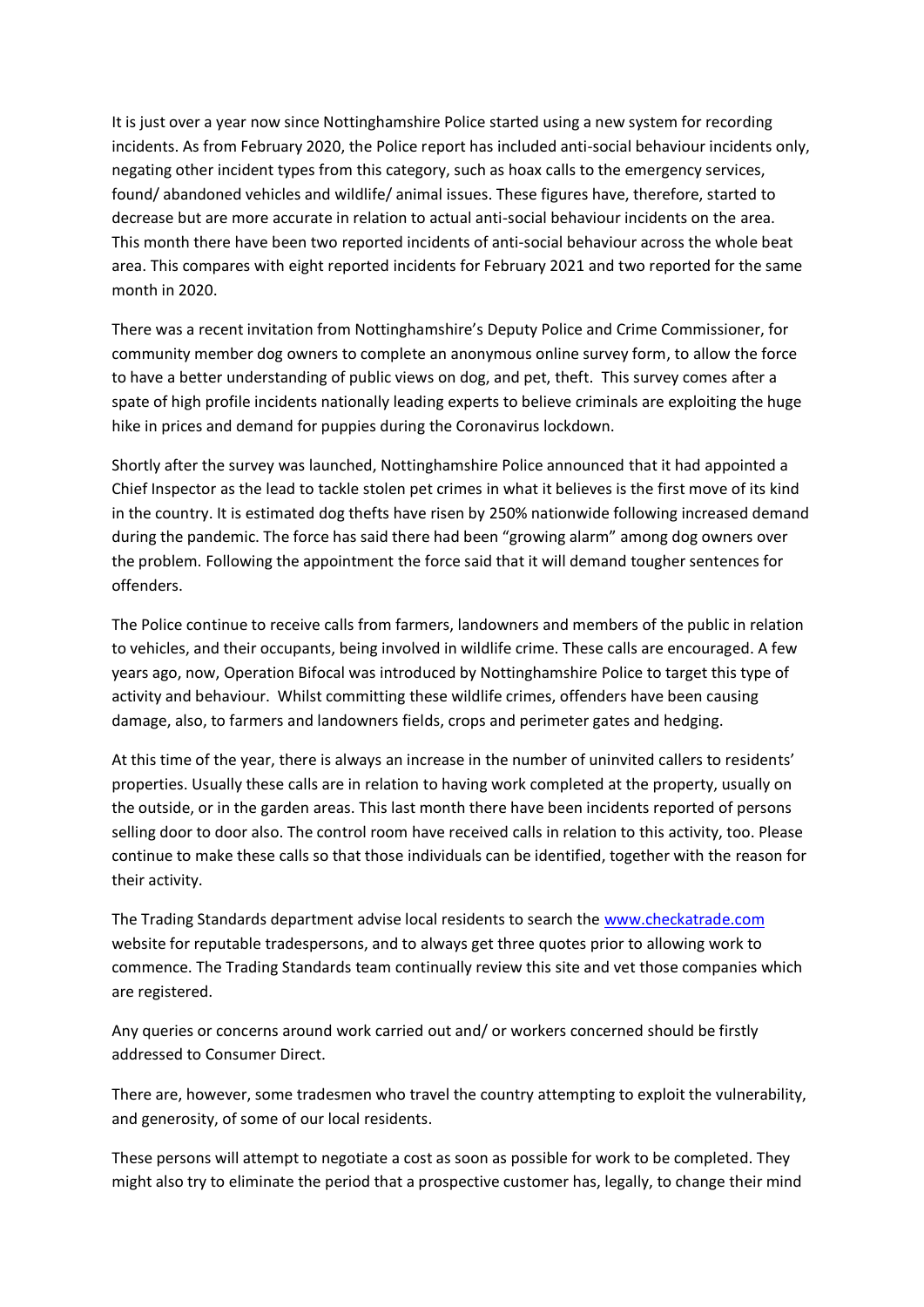It is just over a year now since Nottinghamshire Police started using a new system for recording incidents. As from February 2020, the Police report has included anti-social behaviour incidents only, negating other incident types from this category, such as hoax calls to the emergency services, found/ abandoned vehicles and wildlife/ animal issues. These figures have, therefore, started to decrease but are more accurate in relation to actual anti-social behaviour incidents on the area. This month there have been two reported incidents of anti-social behaviour across the whole beat area. This compares with eight reported incidents for February 2021 and two reported for the same month in 2020.

There was a recent invitation from Nottinghamshire's Deputy Police and Crime Commissioner, for community member dog owners to complete an anonymous online survey form, to allow the force to have a better understanding of public views on dog, and pet, theft. This survey comes after a spate of high profile incidents nationally leading experts to believe criminals are exploiting the huge hike in prices and demand for puppies during the Coronavirus lockdown.

Shortly after the survey was launched, Nottinghamshire Police announced that it had appointed a Chief Inspector as the lead to tackle stolen pet crimes in what it believes is the first move of its kind in the country. It is estimated dog thefts have risen by 250% nationwide following increased demand during the pandemic. The force has said there had been "growing alarm" among dog owners over the problem. Following the appointment the force said that it will demand tougher sentences for offenders.

The Police continue to receive calls from farmers, landowners and members of the public in relation to vehicles, and their occupants, being involved in wildlife crime. These calls are encouraged. A few years ago, now, Operation Bifocal was introduced by Nottinghamshire Police to target this type of activity and behaviour. Whilst committing these wildlife crimes, offenders have been causing damage, also, to farmers and landowners fields, crops and perimeter gates and hedging.

At this time of the year, there is always an increase in the number of uninvited callers to residents' properties. Usually these calls are in relation to having work completed at the property, usually on the outside, or in the garden areas. This last month there have been incidents reported of persons selling door to door also. The control room have received calls in relation to this activity, too. Please continue to make these calls so that those individuals can be identified, together with the reason for their activity.

The Trading Standards department advise local residents to search the [www.checkatrade.com](www.checkatrade.com) website for reputable tradespersons, and to always get three quotes prior to allowing work to commence. The Trading Standards team continually review this site and vet those companies which are registered.

Any queries or concerns around work carried out and/ or workers concerned should be firstly addressed to Consumer Direct.

There are, however, some tradesmen who travel the country attempting to exploit the vulnerability, and generosity, of some of our local residents.

These persons will attempt to negotiate a cost as soon as possible for work to be completed. They might also try to eliminate the period that a prospective customer has, legally, to change their mind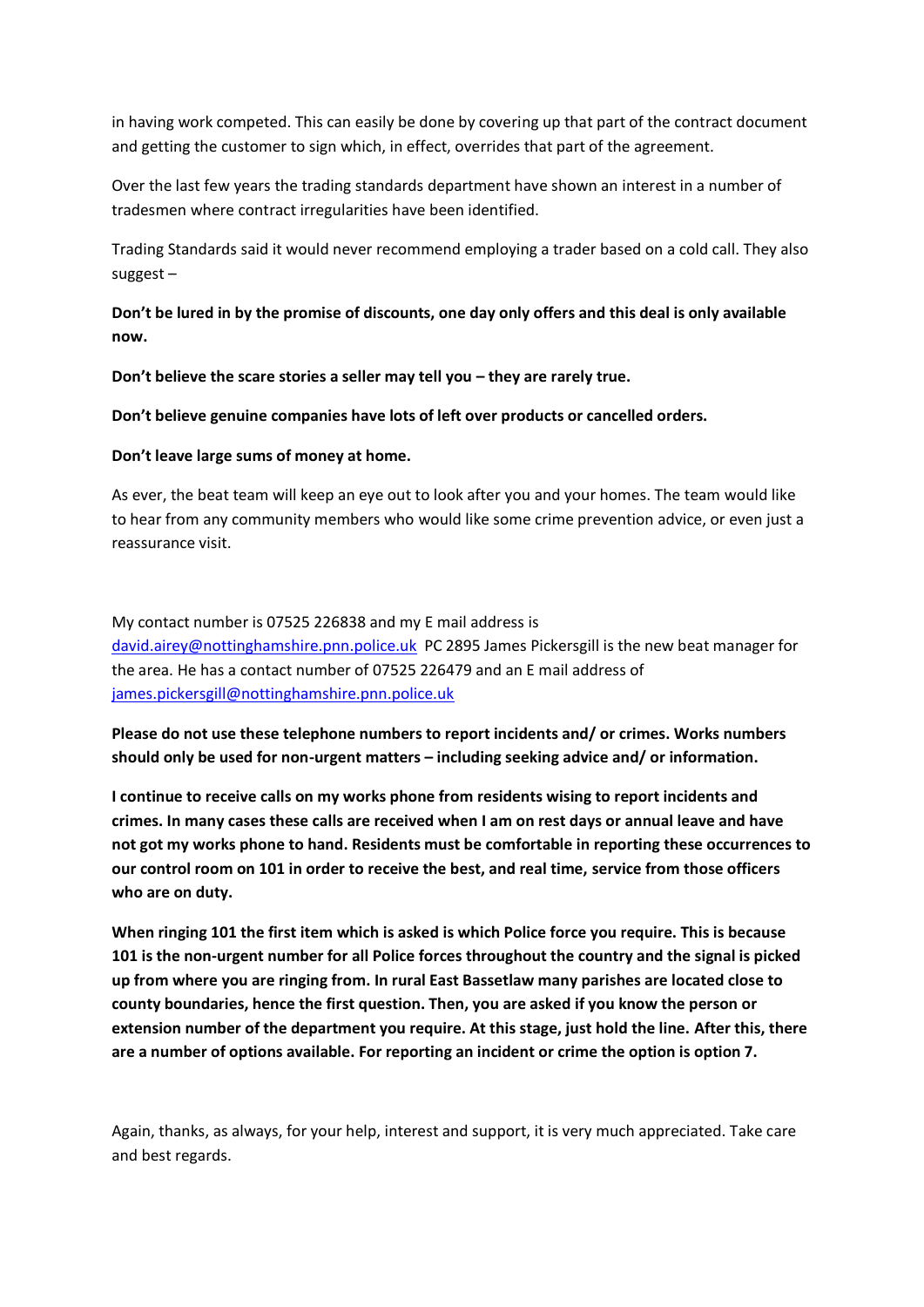in having work competed. This can easily be done by covering up that part of the contract document and getting the customer to sign which, in effect, overrides that part of the agreement.

Over the last few years the trading standards department have shown an interest in a number of tradesmen where contract irregularities have been identified.

Trading Standards said it would never recommend employing a trader based on a cold call. They also suggest –

**Don't be lured in by the promise of discounts, one day only offers and this deal is only available now.**

**Don't believe the scare stories a seller may tell you – they are rarely true.**

**Don't believe genuine companies have lots of left over products or cancelled orders.**

**Don't leave large sums of money at home.**

As ever, the beat team will keep an eye out to look after you and your homes. The team would like to hear from any community members who would like some crime prevention advice, or even just a reassurance visit.

My contact number is 07525 226838 and my E mail address is david.airey@nottinghamshire.pnn.police.uk PC 2895 James Pickersgill is the new beat manager for the area. He has a contact number of 07525 226479 and an E mail address of james.pickersgill@nottinghamshire.pnn.police.uk

**Please do not use these telephone numbers to report incidents and/ or crimes. Works numbers should only be used for non-urgent matters – including seeking advice and/ or information.**

**I continue to receive calls on my works phone from residents wising to report incidents and crimes. In many cases these calls are received when I am on rest days or annual leave and have not got my works phone to hand. Residents must be comfortable in reporting these occurrences to our control room on 101 in order to receive the best, and real time, service from those officers who are on duty.**

**When ringing 101 the first item which is asked is which Police force you require. This is because 101 is the non-urgent number for all Police forces throughout the country and the signal is picked up from where you are ringing from. In rural East Bassetlaw many parishes are located close to county boundaries, hence the first question. Then, you are asked if you know the person or extension number of the department you require. At this stage, just hold the line. After this, there are a number of options available. For reporting an incident or crime the option is option 7.**

Again, thanks, as always, for your help, interest and support, it is very much appreciated. Take care and best regards.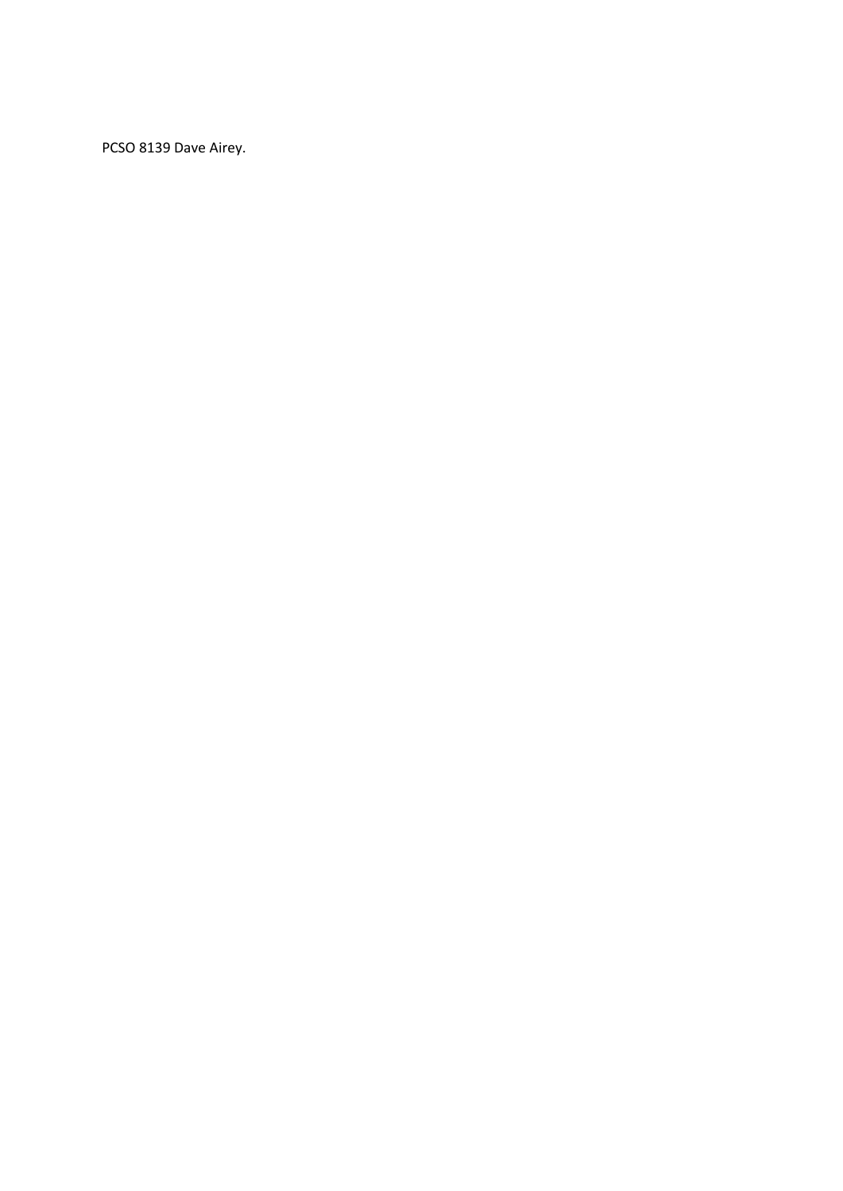PCSO 8139 Dave Airey.